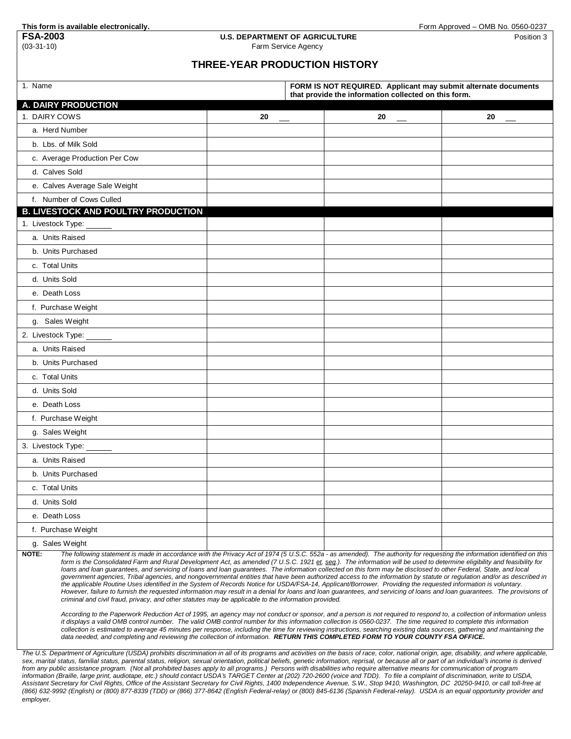This form is available electronically. Form Approved – OMB No. 0560-0237

**FSA-2003** (03-31-10)

**U.S. DEPARTMENT OF AGRICULTURE**
Farm Service Agency

Position 3

# THREE-YEAR PRODUCTION HISTORY

| 1. Name | **FORM IS NOT REQUIRED. Applicant may submit alternate documents that provide the information collected on this form.** |
|---|---|
| | |

| **A. DAIRY PRODUCTION** | | | |
|---|---|---|---|
| 1. DAIRY COWS | **20 __** | **20 __** | **20 __** |
| a. Herd Number | | | |
| b. Lbs. of Milk Sold | | | |
| c. Average Production Per Cow | | | |
| d. Calves Sold | | | |
| e. Calves Average Sale Weight | | | |
| f. Number of Cows Culled | | | |
| **B. LIVESTOCK AND POULTRY PRODUCTION** | | | |
| 1. Livestock Type: ______ | | | |
| a. Units Raised | | | |
| b. Units Purchased | | | |
| c. Total Units | | | |
| d. Units Sold | | | |
| e. Death Loss | | | |
| f. Purchase Weight | | | |
| g. Sales Weight | | | |
| 2. Livestock Type: ______ | | | |
| a. Units Raised | | | |
| b. Units Purchased | | | |
| c. Total Units | | | |
| d. Units Sold | | | |
| e. Death Loss | | | |
| f. Purchase Weight | | | |
| g. Sales Weight | | | |
| 3. Livestock Type: ______ | | | |
| a. Units Raised | | | |
| b. Units Purchased | | | |
| c. Total Units | | | |
| d. Units Sold | | | |
| e. Death Loss | | | |
| f. Purchase Weight | | | |
| g. Sales Weight | | | |

**NOTE:** *The following statement is made in accordance with the Privacy Act of 1974 (5 U.S.C. 552a - as amended). The authority for requesting the information identified on this form is the Consolidated Farm and Rural Development Act, as amended (7 U.S.C. 1921 et. seq.). The information will be used to determine eligibility and feasibility for loans and loan guarantees, and servicing of loans and loan guarantees. The information collected on this form may be disclosed to other Federal, State, and local government agencies, Tribal agencies, and nongovernmental entities that have been authorized access to the information by statute or regulation and/or as described in the applicable Routine Uses identified in the System of Records Notice for USDA/FSA-14, Applicant/Borrower. Providing the requested information is voluntary. However, failure to furnish the requested information may result in a denial for loans and loan guarantees, and servicing of loans and loan guarantees. The provisions of criminal and civil fraud, privacy, and other statutes may be applicable to the information provided.*

*According to the Paperwork Reduction Act of 1995, an agency may not conduct or sponsor, and a person is not required to respond to, a collection of information unless it displays a valid OMB control number. The valid OMB control number for this information collection is 0560-0237. The time required to complete this information collection is estimated to average 45 minutes per response, including the time for reviewing instructions, searching existing data sources, gathering and maintaining the data needed, and completing and reviewing the collection of information.* ***RETURN THIS COMPLETED FORM TO YOUR COUNTY FSA OFFICE.***

*The U.S. Department of Agriculture (USDA) prohibits discrimination in all of its programs and activities on the basis of race, color, national origin, age, disability, and where applicable, sex, marital status, familial status, parental status, religion, sexual orientation, political beliefs, genetic information, reprisal, or because all or part of an individual's income is derived from any public assistance program. (Not all prohibited bases apply to all programs.) Persons with disabilities who require alternative means for communication of program information (Braille, large print, audiotape, etc.) should contact USDA's TARGET Center at (202) 720-2600 (voice and TDD). To file a complaint of discrimination, write to USDA, Assistant Secretary for Civil Rights, Office of the Assistant Secretary for Civil Rights, 1400 Independence Avenue, S.W., Stop 9410, Washington, DC 20250-9410, or call toll-free at (866) 632-9992 (English) or (800) 877-8339 (TDD) or (866) 377-8642 (English Federal-relay) or (800) 845-6136 (Spanish Federal-relay). USDA is an equal opportunity provider and employer.*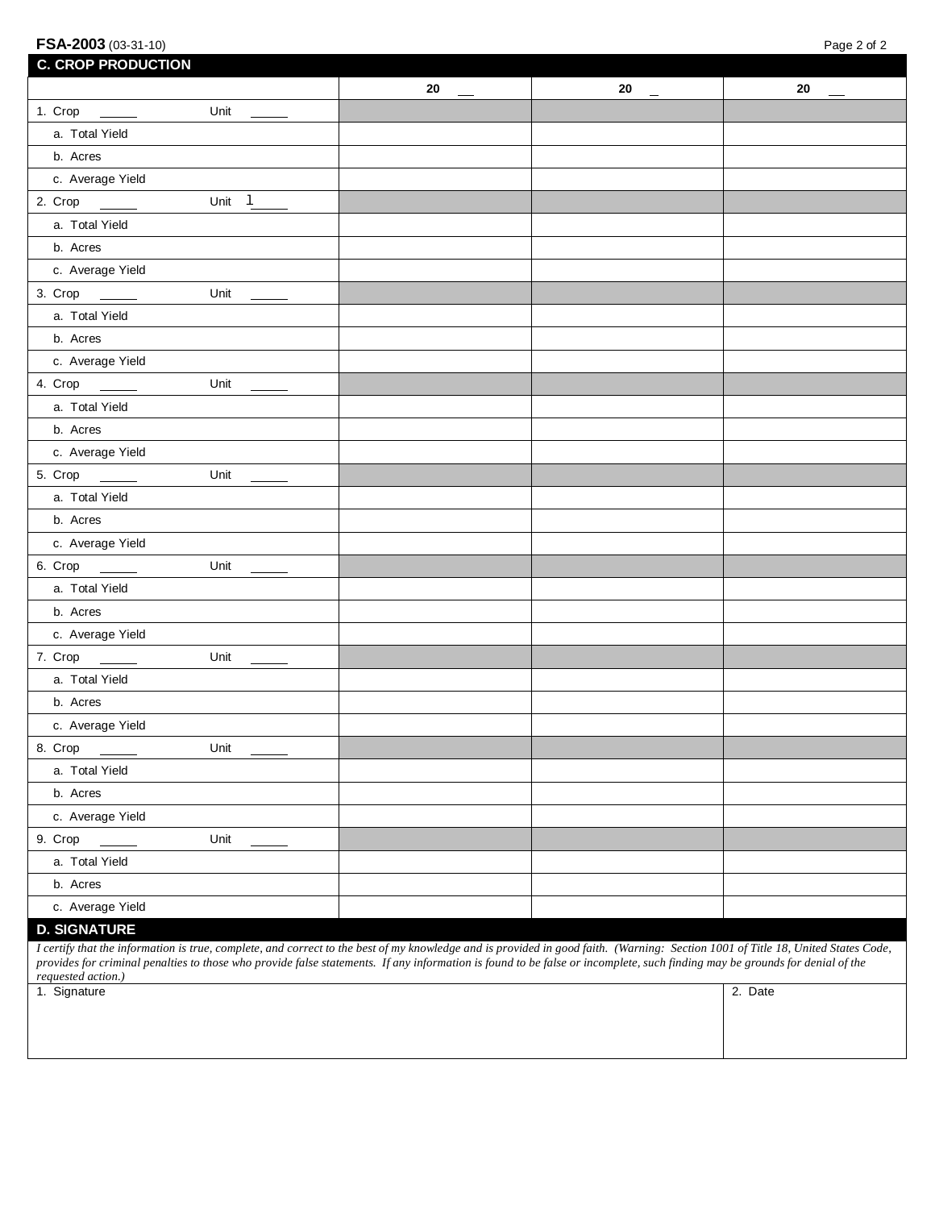## C. CROP PRODUCTION

| | 20 __ | 20 _ | 20 __ |
|---|---|---|---|
| 1. Crop _____ Unit _____ | | | |
| a. Total Yield | | | |
| b. Acres | | | |
| c. Average Yield | | | |
| 2. Crop _____ Unit l_____ | | | |
| a. Total Yield | | | |
| b. Acres | | | |
| c. Average Yield | | | |
| 3. Crop _____ Unit _____ | | | |
| a. Total Yield | | | |
| b. Acres | | | |
| c. Average Yield | | | |
| 4. Crop _____ Unit _____ | | | |
| a. Total Yield | | | |
| b. Acres | | | |
| c. Average Yield | | | |
| 5. Crop _____ Unit _____ | | | |
| a. Total Yield | | | |
| b. Acres | | | |
| c. Average Yield | | | |
| 6. Crop _____ Unit _____ | | | |
| a. Total Yield | | | |
| b. Acres | | | |
| c. Average Yield | | | |
| 7. Crop _____ Unit _____ | | | |
| a. Total Yield | | | |
| b. Acres | | | |
| c. Average Yield | | | |
| 8. Crop _____ Unit _____ | | | |
| a. Total Yield | | | |
| b. Acres | | | |
| c. Average Yield | | | |
| 9. Crop _____ Unit _____ | | | |
| a. Total Yield | | | |
| b. Acres | | | |
| c. Average Yield | | | |

## D. SIGNATURE

*I certify that the information is true, complete, and correct to the best of my knowledge and is provided in good faith. (Warning: Section 1001 of Title 18, United States Code, provides for criminal penalties to those who provide false statements. If any information is found to be false or incomplete, such finding may be grounds for denial of the requested action.)*

| 1. Signature | 2. Date |
|---|---|
| | |